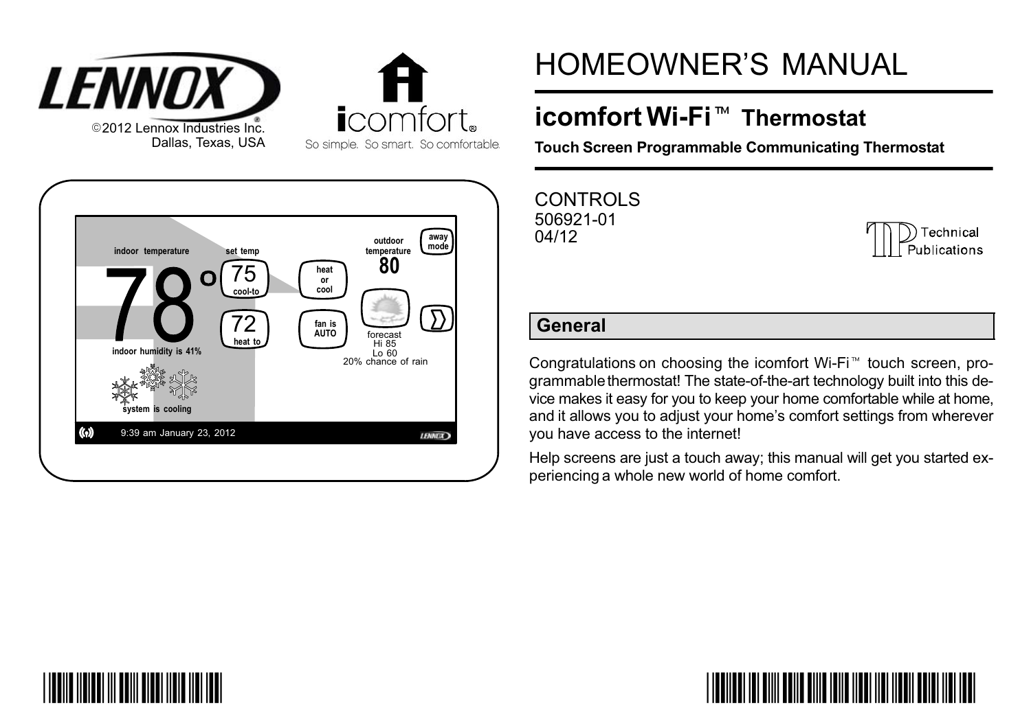©2012 Lennox Industries Inc.
Dallas, Texas, USA

# HOMEOWNER'S MANUAL

## icomfort Wi-Fi™ Thermostat

**Touch Screen Programmable Communicating Thermostat**

CONTROLS
506921-01
04/12

## General

Congratulations on choosing the icomfort Wi-Fi™ touch screen, programmable thermostat! The state-of-the-art technology built into this device makes it easy for you to keep your home comfortable while at home, and it allows you to adjust your home's comfort settings from wherever you have access to the internet!

Help screens are just a touch away; this manual will get you started experiencing a whole new world of home comfort.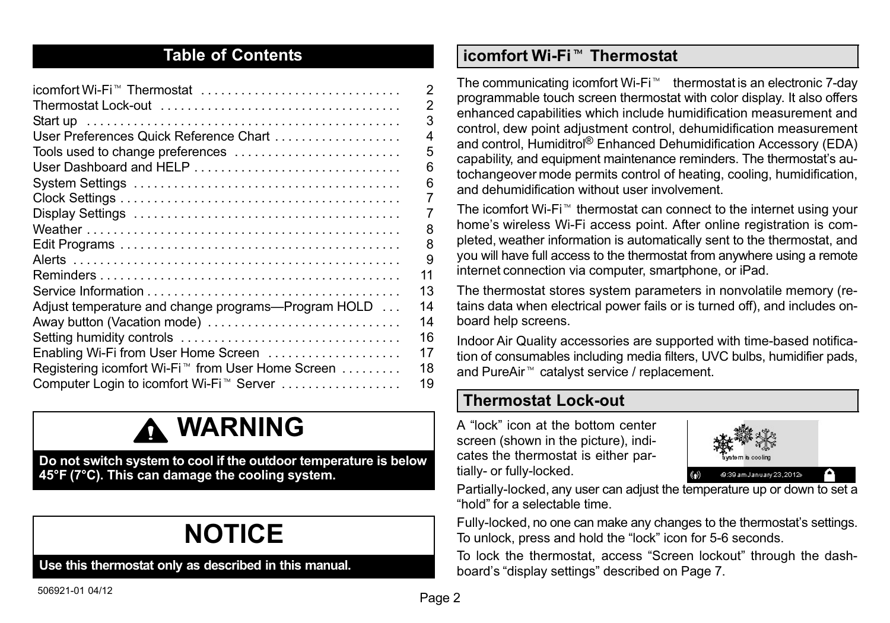## Table of Contents

| | |
|---|---|
| icomfort Wi-Fi™ Thermostat | 2 |
| Thermostat Lock-out | 2 |
| Start up | 3 |
| User Preferences Quick Reference Chart | 4 |
| Tools used to change preferences | 5 |
| User Dashboard and HELP | 6 |
| System Settings | 6 |
| Clock Settings | 7 |
| Display Settings | 7 |
| Weather | 8 |
| Edit Programs | 8 |
| Alerts | 9 |
| Reminders | 11 |
| Service Information | 13 |
| Adjust temperature and change programs—Program HOLD | 14 |
| Away button (Vacation mode) | 14 |
| Setting humidity controls | 16 |
| Enabling Wi-Fi from User Home Screen | 17 |
| Registering icomfort Wi-Fi™ from User Home Screen | 18 |
| Computer Login to icomfort Wi-Fi™ Server | 19 |

## WARNING

**Do not switch system to cool if the outdoor temperature is below 45°F (7°C). This can damage the cooling system.**

## NOTICE

**Use this thermostat only as described in this manual.**

## icomfort Wi-Fi™ Thermostat

The communicating icomfort Wi-Fi™ thermostat is an electronic 7-day programmable touch screen thermostat with color display. It also offers enhanced capabilities which include humidification measurement and control, dew point adjustment control, dehumidification measurement and control, Humiditrol® Enhanced Dehumidification Accessory (EDA) capability, and equipment maintenance reminders. The thermostat's autochangeover mode permits control of heating, cooling, humidification, and dehumidification without user involvement.

The icomfort Wi-Fi™ thermostat can connect to the internet using your home's wireless Wi-Fi access point. After online registration is completed, weather information is automatically sent to the thermostat, and you will have full access to the thermostat from anywhere using a remote internet connection via computer, smartphone, or iPad.

The thermostat stores system parameters in nonvolatile memory (retains data when electrical power fails or is turned off), and includes onboard help screens.

Indoor Air Quality accessories are supported with time-based notification of consumables including media filters, UVC bulbs, humidifier pads, and PureAir™ catalyst service / replacement.

## Thermostat Lock-out

A "lock" icon at the bottom center screen (shown in the picture), indicates the thermostat is either partially- or fully-locked.

Partially-locked, any user can adjust the temperature up or down to set a "hold" for a selectable time.

Fully-locked, no one can make any changes to the thermostat's settings. To unlock, press and hold the "lock" icon for 5-6 seconds.

To lock the thermostat, access "Screen lockout" through the dashboard's "display settings" described on Page 7.

506921-01 04/12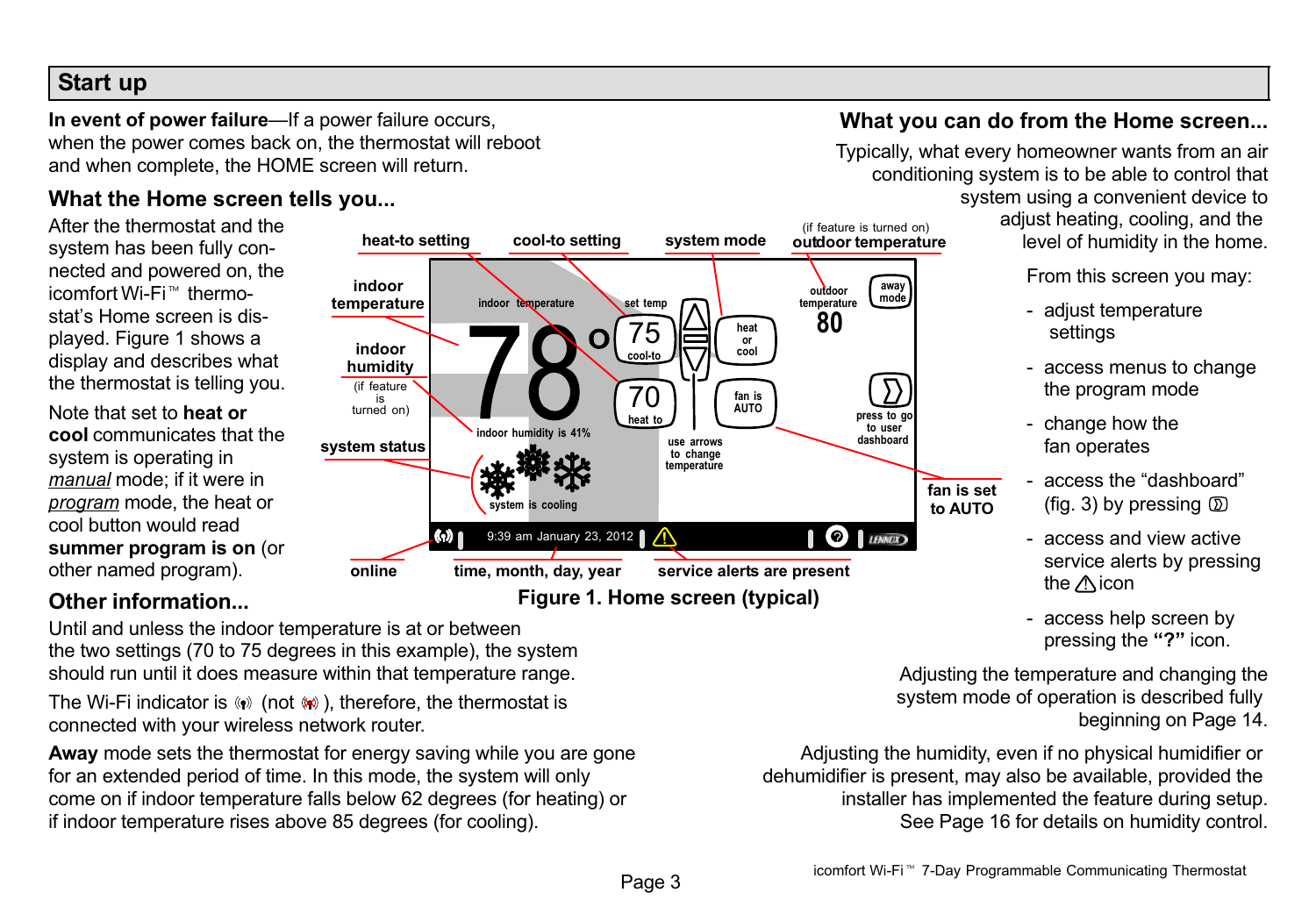# Start up

**In event of power failure**—If a power failure occurs, when the power comes back on, the thermostat will reboot and when complete, the HOME screen will return.

## What the Home screen tells you...

After the thermostat and the system has been fully connected and powered on, the icomfort Wi-Fi™ thermostat's Home screen is displayed. Figure 1 shows a display and describes what the thermostat is telling you.

Note that set to **heat or cool** communicates that the system is operating in *manual* mode; if it were in *program* mode, the heat or cool button would read **summer program is on** (or other named program).

**Figure 1. Home screen (typical)**

## Other information...

Until and unless the indoor temperature is at or between the two settings (70 to 75 degrees in this example), the system should run until it does measure within that temperature range.

The Wi-Fi indicator is (not ), therefore, the thermostat is connected with your wireless network router.

**Away** mode sets the thermostat for energy saving while you are gone for an extended period of time. In this mode, the system will only come on if indoor temperature falls below 62 degrees (for heating) or if indoor temperature rises above 85 degrees (for cooling).

## What you can do from the Home screen...

Typically, what every homeowner wants from an air conditioning system is to be able to control that system using a convenient device to adjust heating, cooling, and the level of humidity in the home.

From this screen you may:

- adjust temperature settings
- access menus to change the program mode
- change how the fan operates
- access the "dashboard" (fig. 3) by pressing
- access and view active service alerts by pressing the ⚠ icon
- access help screen by pressing the **"?"** icon.

Adjusting the temperature and changing the system mode of operation is described fully beginning on Page 14.

Adjusting the humidity, even if no physical humidifier or dehumidifier is present, may also be available, provided the installer has implemented the feature during setup. See Page 16 for details on humidity control.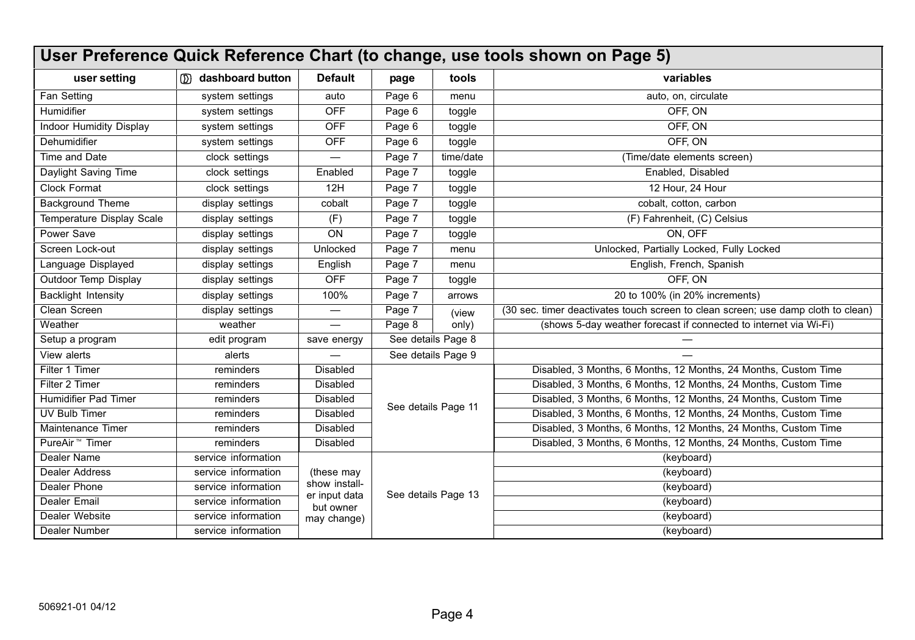## User Preference Quick Reference Chart (to change, use tools shown on Page 5)

| user setting | dashboard button | Default | page | tools | variables |
|---|---|---|---|---|---|
| Fan Setting | system settings | auto | Page 6 | menu | auto, on, circulate |
| Humidifier | system settings | OFF | Page 6 | toggle | OFF, ON |
| Indoor Humidity Display | system settings | OFF | Page 6 | toggle | OFF, ON |
| Dehumidifier | system settings | OFF | Page 6 | toggle | OFF, ON |
| Time and Date | clock settings | — | Page 7 | time/date | (Time/date elements screen) |
| Daylight Saving Time | clock settings | Enabled | Page 7 | toggle | Enabled, Disabled |
| Clock Format | clock settings | 12H | Page 7 | toggle | 12 Hour, 24 Hour |
| Background Theme | display settings | cobalt | Page 7 | toggle | cobalt, cotton, carbon |
| Temperature Display Scale | display settings | (F) | Page 7 | toggle | (F) Fahrenheit, (C) Celsius |
| Power Save | display settings | ON | Page 7 | toggle | ON, OFF |
| Screen Lock-out | display settings | Unlocked | Page 7 | menu | Unlocked, Partially Locked, Fully Locked |
| Language Displayed | display settings | English | Page 7 | menu | English, French, Spanish |
| Outdoor Temp Display | display settings | OFF | Page 7 | toggle | OFF, ON |
| Backlight Intensity | display settings | 100% | Page 7 | arrows | 20 to 100% (in 20% increments) |
| Clean Screen | display settings | — | Page 7 | (view only) | (30 sec. timer deactivates touch screen to clean screen; use damp cloth to clean) |
| Weather | weather | — | Page 8 | (view only) | (shows 5-day weather forecast if connected to internet via Wi-Fi) |
| Setup a program | edit program | save energy | See details Page 8 | | — |
| View alerts | alerts | — | See details Page 9 | | — |
| Filter 1 Timer | reminders | Disabled | See details Page 11 | | Disabled, 3 Months, 6 Months, 12 Months, 24 Months, Custom Time |
| Filter 2 Timer | reminders | Disabled | See details Page 11 | | Disabled, 3 Months, 6 Months, 12 Months, 24 Months, Custom Time |
| Humidifier Pad Timer | reminders | Disabled | See details Page 11 | | Disabled, 3 Months, 6 Months, 12 Months, 24 Months, Custom Time |
| UV Bulb Timer | reminders | Disabled | See details Page 11 | | Disabled, 3 Months, 6 Months, 12 Months, 24 Months, Custom Time |
| Maintenance Timer | reminders | Disabled | See details Page 11 | | Disabled, 3 Months, 6 Months, 12 Months, 24 Months, Custom Time |
| PureAir™ Timer | reminders | Disabled | See details Page 11 | | Disabled, 3 Months, 6 Months, 12 Months, 24 Months, Custom Time |
| Dealer Name | service information | (these may show installer input data but owner may change) | See details Page 13 | | (keyboard) |
| Dealer Address | service information | (these may show installer input data but owner may change) | See details Page 13 | | (keyboard) |
| Dealer Phone | service information | (these may show installer input data but owner may change) | See details Page 13 | | (keyboard) |
| Dealer Email | service information | (these may show installer input data but owner may change) | See details Page 13 | | (keyboard) |
| Dealer Website | service information | (these may show installer input data but owner may change) | See details Page 13 | | (keyboard) |
| Dealer Number | service information | (these may show installer input data but owner may change) | See details Page 13 | | (keyboard) |

506921-01 04/12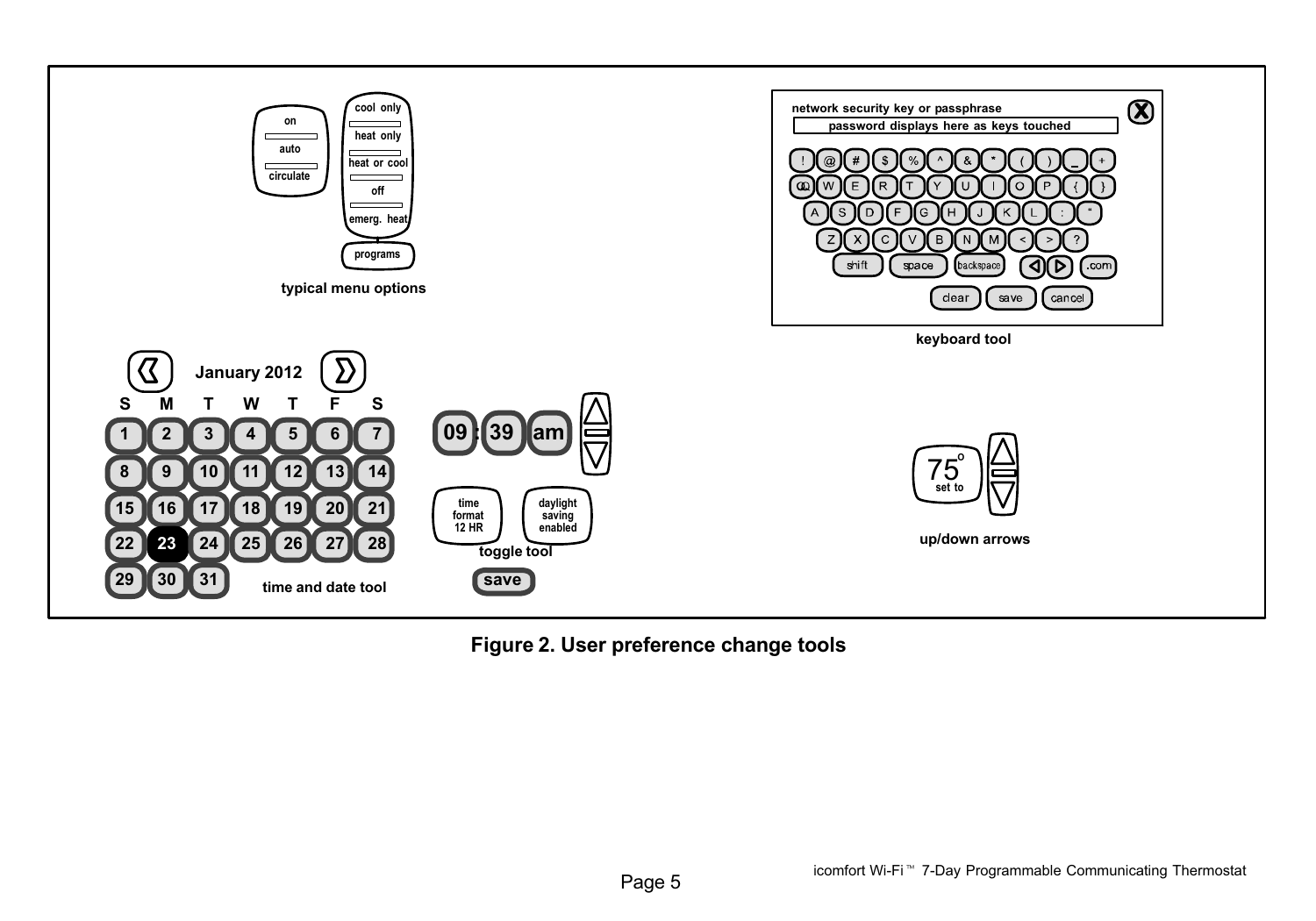Figure 2. User preference change tools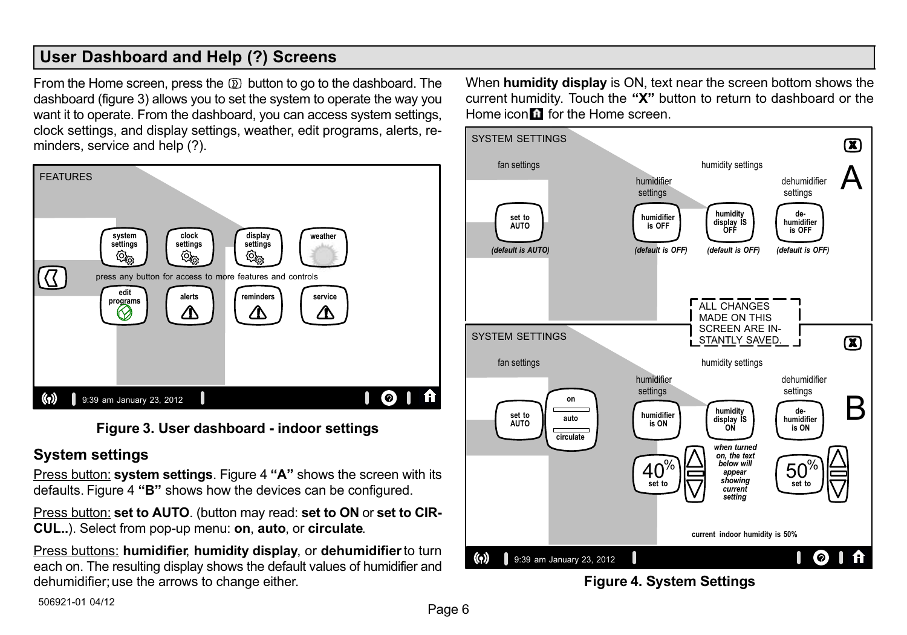## User Dashboard and Help (?) Screens

From the Home screen, press the button to go to the dashboard. The dashboard (figure 3) allows you to set the system to operate the way you want it to operate. From the dashboard, you can access system settings, clock settings, and display settings, weather, edit programs, alerts, reminders, service and help (?).

FEATURES

system settings | clock settings | display settings | weather

press any button for access to more features and controls

edit programs | alerts | reminders | service

9:39 am January 23, 2012

**Figure 3. User dashboard - indoor settings**

### System settings

Press button: **system settings**. Figure 4 **"A"** shows the screen with its defaults. Figure 4 **"B"** shows how the devices can be configured.

Press button: **set to AUTO**. (button may read: **set to ON** or **set to CIRCUL..**). Select from pop-up menu: **on**, **auto**, or **circulate**.

Press buttons: **humidifier**, **humidity display**, or **dehumidifier** to turn each on. The resulting display shows the default values of humidifier and dehumidifier; use the arrows to change either.

When **humidity display** is ON, text near the screen bottom shows the current humidity. Touch the **"X"** button to return to dashboard or the Home icon for the Home screen.

SYSTEM SETTINGS — A

fan settings — humidity settings — humidifier settings — dehumidifier settings

set to AUTO *(default is AUTO)* | humidifier is OFF *(default is OFF)* | humidity display IS OFF *(default is OFF)* | dehumidifier is OFF *(default is OFF)*

ALL CHANGES MADE ON THIS SCREEN ARE INSTANTLY SAVED.

SYSTEM SETTINGS — B

fan settings — humidity settings — humidifier settings — dehumidifier settings

set to AUTO (on / auto / circulate) | humidifier is ON | humidity display IS ON | dehumidifier is ON

40% set to | *when turned on, the text below will appear showing current setting* | 50% set to

current indoor humidity is 50%

9:39 am January 23, 2012

**Figure 4. System Settings**

506921-01 04/12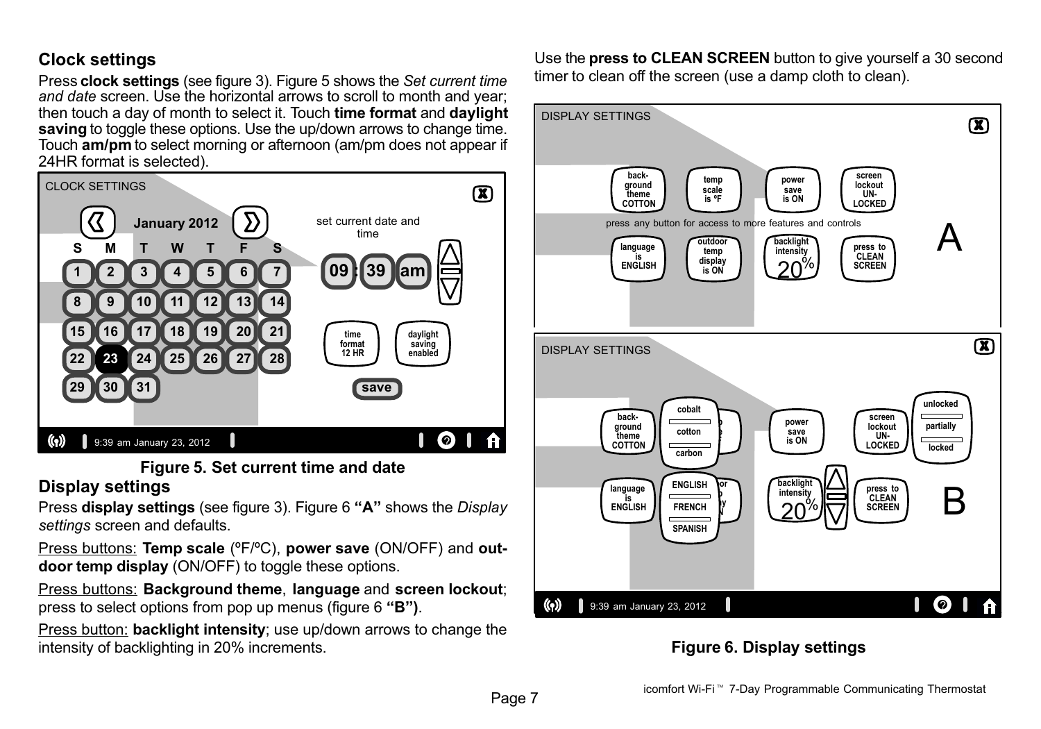## Clock settings

Press **clock settings** (see figure 3). Figure 5 shows the *Set current time and date* screen. Use the horizontal arrows to scroll to month and year; then touch a day of month to select it. Touch **time format** and **daylight saving** to toggle these options. Use the up/down arrows to change time. Touch **am/pm** to select morning or afternoon (am/pm does not appear if 24HR format is selected).

**Figure 5. Set current time and date**

## Display settings

Press **display settings** (see figure 3). Figure 6 **"A"** shows the *Display settings* screen and defaults.

Press buttons: **Temp scale** (ºF/ºC), **power save** (ON/OFF) and **outdoor temp display** (ON/OFF) to toggle these options.

Press buttons: **Background theme**, **language** and **screen lockout**; press to select options from pop up menus (figure 6 **"B")**.

Press button: **backlight intensity**; use up/down arrows to change the intensity of backlighting in 20% increments.

Use the **press to CLEAN SCREEN** button to give yourself a 30 second timer to clean off the screen (use a damp cloth to clean).

**Figure 6. Display settings**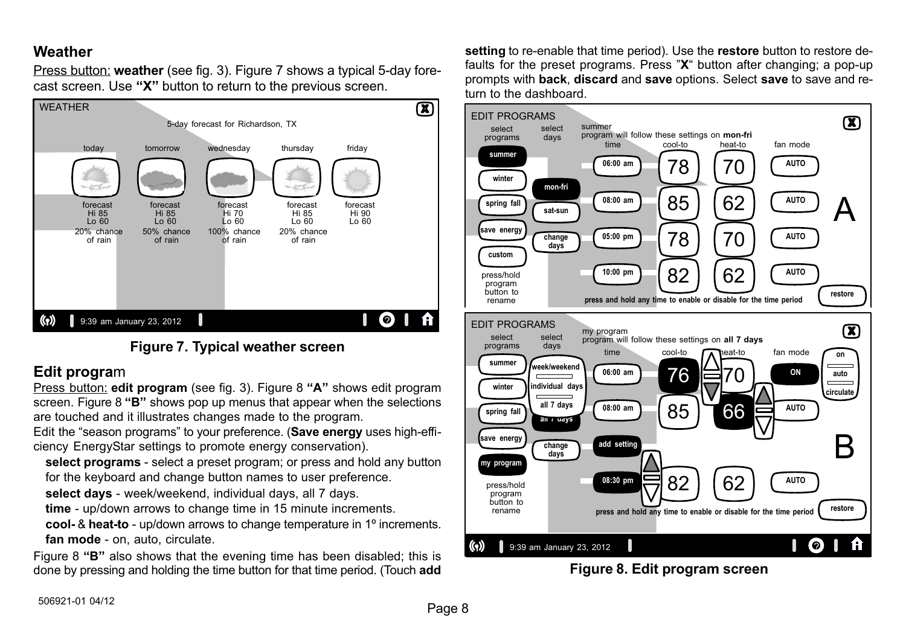## Weather

Press button: **weather** (see fig. 3). Figure 7 shows a typical 5-day forecast screen. Use **"X"** button to return to the previous screen.

**Figure 7. Typical weather screen**

## Edit program

Press button: **edit program** (see fig. 3). Figure 8 **"A"** shows edit program screen. Figure 8 **"B"** shows pop up menus that appear when the selections are touched and it illustrates changes made to the program.

Edit the "season programs" to your preference. (**Save energy** uses high-efficiency EnergyStar settings to promote energy conservation).

**select programs** - select a preset program; or press and hold any button for the keyboard and change button names to user preference.

**select days** - week/weekend, individual days, all 7 days.

**time** - up/down arrows to change time in 15 minute increments.

**cool-** & **heat-to** - up/down arrows to change temperature in 1º increments.

**fan mode** - on, auto, circulate.

Figure 8 **"B"** also shows that the evening time has been disabled; this is done by pressing and holding the time button for that time period. (Touch **add setting** to re-enable that time period). Use the **restore** button to restore defaults for the preset programs. Press "**X**" button after changing; a pop-up prompts with **back**, **discard** and **save** options. Select **save** to save and return to the dashboard.

**Figure 8. Edit program screen**

506921-01 04/12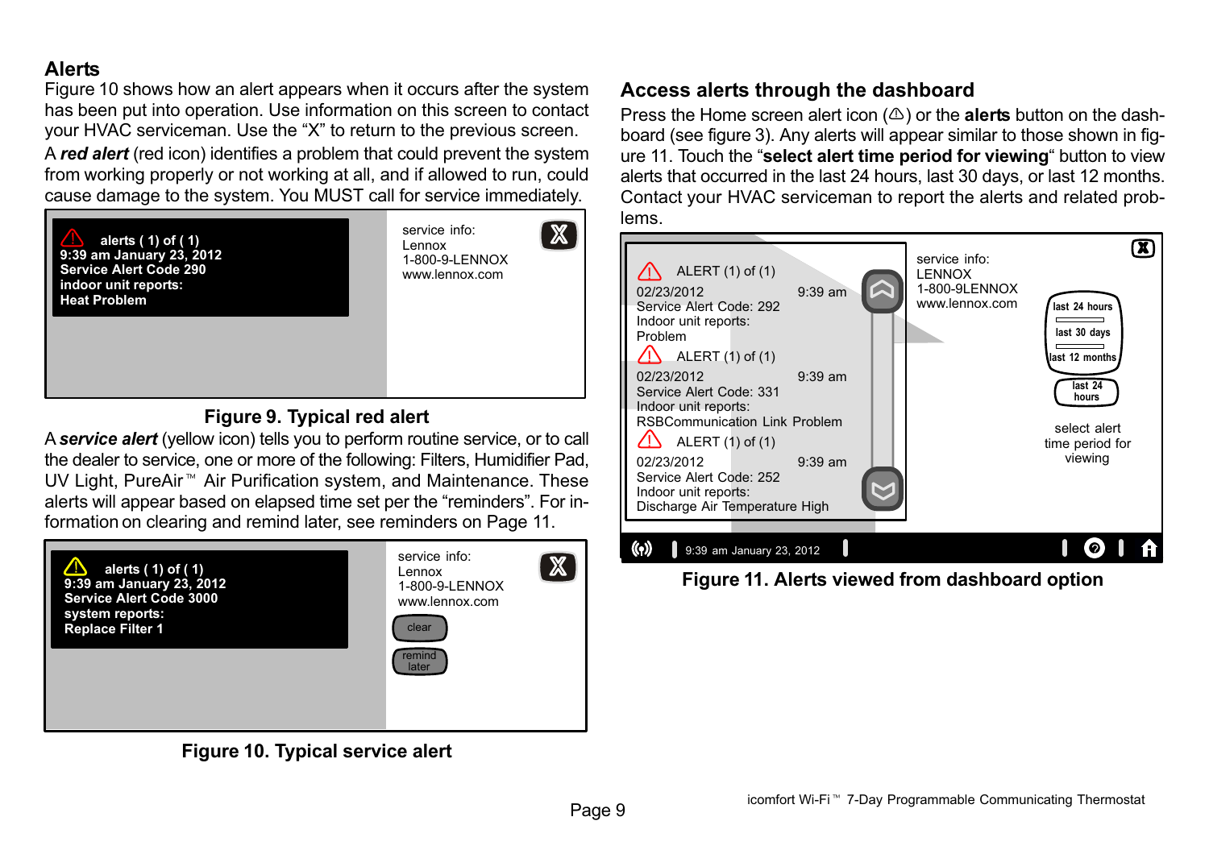## Alerts

Figure 10 shows how an alert appears when it occurs after the system has been put into operation. Use information on this screen to contact your HVAC serviceman. Use the “X” to return to the previous screen.

A ***red alert*** (red icon) identifies a problem that could prevent the system from working properly or not working at all, and if allowed to run, could cause damage to the system. You MUST call for service immediately.

**alerts ( 1) of ( 1)**
**9:39 am January 23, 2012**
**Service Alert Code 290**
**indoor unit reports:**
**Heat Problem**

service info:
Lennox
1-800-9-LENNOX
www.lennox.com

**Figure 9. Typical red alert**

A ***service alert*** (yellow icon) tells you to perform routine service, or to call the dealer to service, one or more of the following: Filters, Humidifier Pad, UV Light, PureAir™ Air Purification system, and Maintenance. These alerts will appear based on elapsed time set per the “reminders”. For information on clearing and remind later, see reminders on Page 11.

**alerts ( 1) of ( 1)**
**9:39 am January 23, 2012**
**Service Alert Code 3000**
**system reports:**
**Replace Filter 1**

service info:
Lennox
1-800-9-LENNOX
www.lennox.com

clear

remind later

**Figure 10. Typical service alert**

## Access alerts through the dashboard

Press the Home screen alert icon (⚠) or the **alerts** button on the dashboard (see figure 3). Any alerts will appear similar to those shown in figure 11. Touch the “**select alert time period for viewing**“ button to view alerts that occurred in the last 24 hours, last 30 days, or last 12 months. Contact your HVAC serviceman to report the alerts and related problems.

ALERT (1) of (1)
02/23/2012 9:39 am
Service Alert Code: 292
Indoor unit reports:
Problem

ALERT (1) of (1)
02/23/2012 9:39 am
Service Alert Code: 331
Indoor unit reports:
RSBCommunication Link Problem

ALERT (1) of (1)
02/23/2012 9:39 am
Service Alert Code: 252
Indoor unit reports:
Discharge Air Temperature High

service info:
LENNOX
1-800-9LENNOX
www.lennox.com

last 24 hours
last 30 days
last 12 months

last 24 hours

select alert time period for viewing

9:39 am January 23, 2012

**Figure 11. Alerts viewed from dashboard option**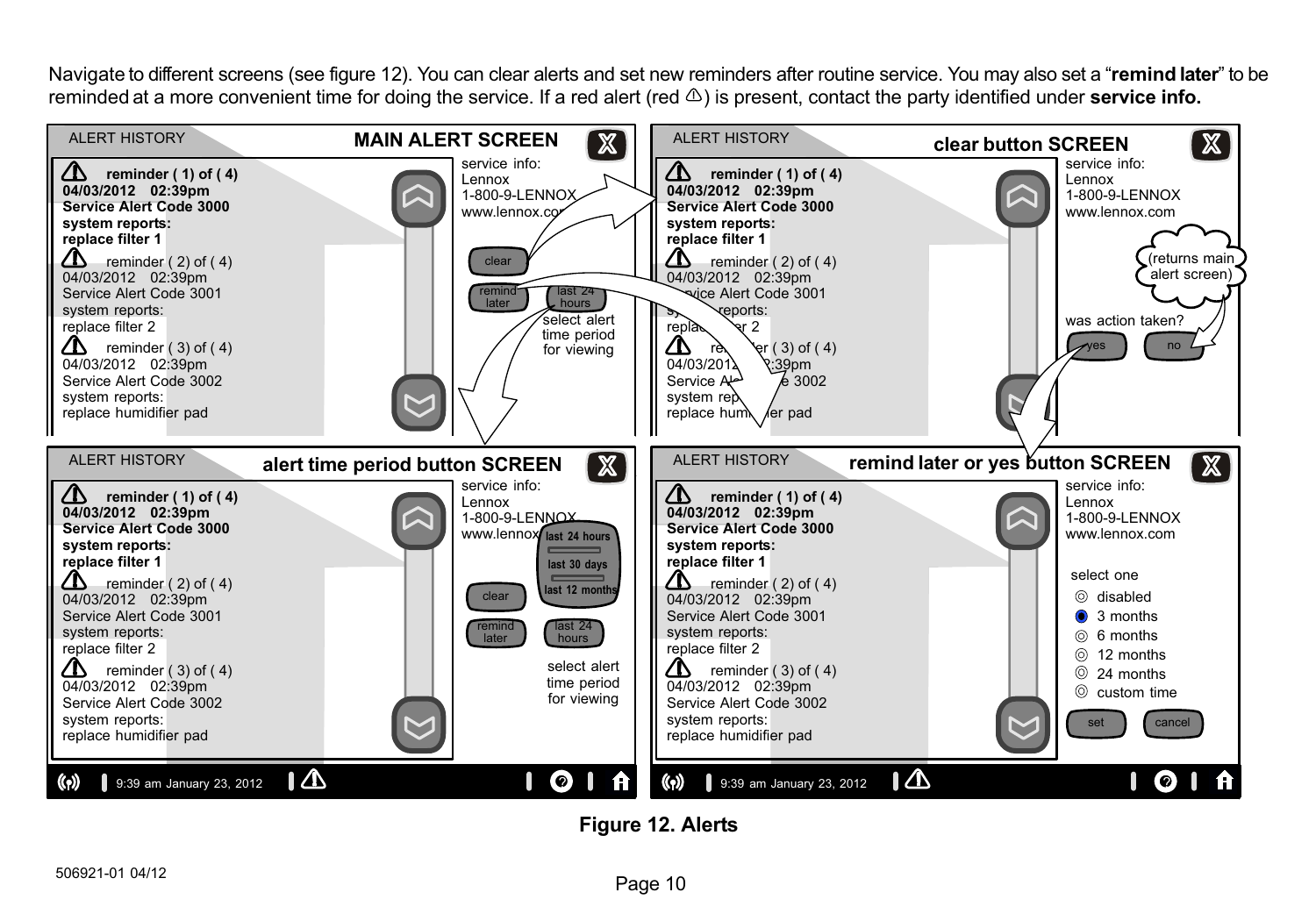Navigate to different screens (see figure 12). You can clear alerts and set new reminders after routine service. You may also set a "**remind later**" to be reminded at a more convenient time for doing the service. If a red alert (red ⚠) is present, contact the party identified under **service info.**

**MAIN ALERT SCREEN**

ALERT HISTORY

**reminder ( 1) of ( 4)**
**04/03/2012 02:39pm**
**Service Alert Code 3000**
**system reports:**
**replace filter 1**

reminder ( 2) of ( 4)
04/03/2012 02:39pm
Service Alert Code 3001
system reports:
replace filter 2

reminder ( 3) of ( 4)
04/03/2012 02:39pm
Service Alert Code 3002
system reports:
replace humidifier pad

service info:
Lennox
1-800-9-LENNOX
www.lennox.com

clear

remind later

last 24 hours

select alert time period for viewing

**clear button SCREEN**

ALERT HISTORY

service info:
Lennox
1-800-9-LENNOX
www.lennox.com

(returns main alert screen)

was action taken?

yes

no

**alert time period button SCREEN**

ALERT HISTORY

service info:
Lennox
1-800-9-LENNOX
www.lennox.com

last 24 hours
last 30 days
last 12 months

clear

remind later

last 24 hours

select alert time period for viewing

9:39 am January 23, 2012

**remind later or yes button SCREEN**

ALERT HISTORY

service info:
Lennox
1-800-9-LENNOX
www.lennox.com

select one

- disabled
- 3 months
- 6 months
- 12 months
- 24 months
- custom time

set

cancel

9:39 am January 23, 2012

**Figure 12. Alerts**

506921-01 04/12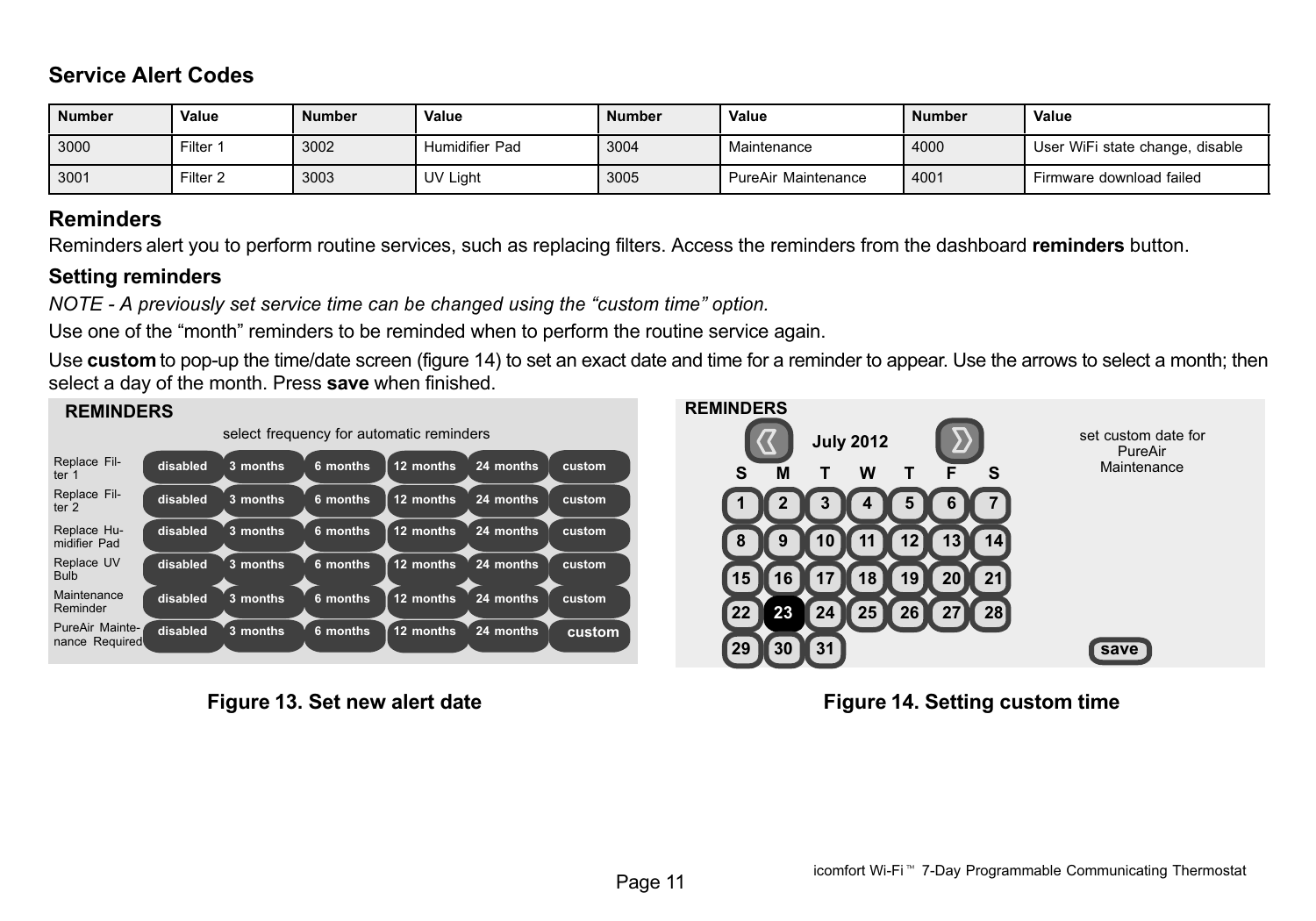## Service Alert Codes

| Number | Value | Number | Value | Number | Value | Number | Value |
|---|---|---|---|---|---|---|---|
| 3000 | Filter 1 | 3002 | Humidifier Pad | 3004 | Maintenance | 4000 | User WiFi state change, disable |
| 3001 | Filter 2 | 3003 | UV Light | 3005 | PureAir Maintenance | 4001 | Firmware download failed |

## Reminders

Reminders alert you to perform routine services, such as replacing filters. Access the reminders from the dashboard **reminders** button.

### Setting reminders

*NOTE - A previously set service time can be changed using the "custom time" option.*

Use one of the "month" reminders to be reminded when to perform the routine service again.

Use **custom** to pop-up the time/date screen (figure 14) to set an exact date and time for a reminder to appear. Use the arrows to select a month; then select a day of the month. Press **save** when finished.

**REMINDERS**

select frequency for automatic reminders

| | | | | | | |
|---|---|---|---|---|---|---|
| Replace Filter 1 | disabled | 3 months | 6 months | 12 months | 24 months | custom |
| Replace Filter 2 | disabled | 3 months | 6 months | 12 months | 24 months | custom |
| Replace Humidifier Pad | disabled | 3 months | 6 months | 12 months | 24 months | custom |
| Replace UV Bulb | disabled | 3 months | 6 months | 12 months | 24 months | custom |
| Maintenance Reminder | disabled | 3 months | 6 months | 12 months | 24 months | custom |
| PureAir Maintenance Required | disabled | 3 months | 6 months | 12 months | 24 months | custom |

**Figure 13. Set new alert date**

**REMINDERS**

July 2012

set custom date for PureAir Maintenance

| S | M | T | W | T | F | S |
|---|---|---|---|---|---|---|
| 1 | 2 | 3 | 4 | 5 | 6 | 7 |
| 8 | 9 | 10 | 11 | 12 | 13 | 14 |
| 15 | 16 | 17 | 18 | 19 | 20 | 21 |
| 22 | 23 | 24 | 25 | 26 | 27 | 28 |
| 29 | 30 | 31 | | | | |

save

**Figure 14. Setting custom time**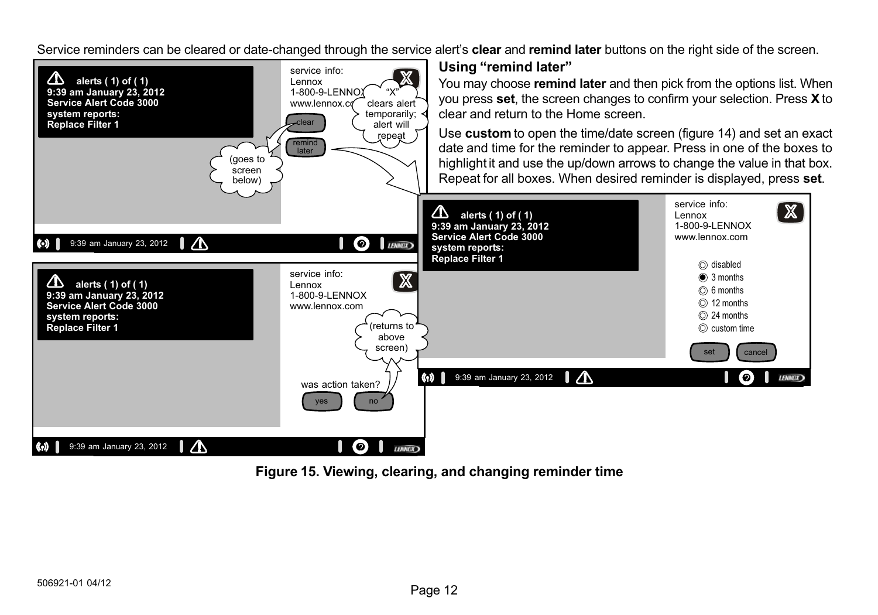Service reminders can be cleared or date-changed through the service alert's **clear** and **remind later** buttons on the right side of the screen.

### Using "remind later"

You may choose **remind later** and then pick from the options list. When you press **set**, the screen changes to confirm your selection. Press **X** to clear and return to the Home screen.

Use **custom** to open the time/date screen (figure 14) and set an exact date and time for the reminder to appear. Press in one of the boxes to highlight it and use the up/down arrows to change the value in that box. Repeat for all boxes. When desired reminder is displayed, press **set**.

**alerts ( 1) of ( 1)**
**9:39 am January 23, 2012**
**Service Alert Code 3000**
**system reports:**
**Replace Filter 1**

service info:
Lennox
1-800-9-LENNOX
www.lennox.com

clear

remind later

"X" clears alert temporarily; alert will repeat

(goes to screen below)

9:39 am January 23, 2012

**alerts ( 1) of ( 1)**
**9:39 am January 23, 2012**
**Service Alert Code 3000**
**system reports:**
**Replace Filter 1**

service info:
Lennox
1-800-9-LENNOX
www.lennox.com

(returns to above screen)

was action taken?

yes | no

9:39 am January 23, 2012

**alerts ( 1) of ( 1)**
**9:39 am January 23, 2012**
**Service Alert Code 3000**
**system reports:**
**Replace Filter 1**

service info:
Lennox
1-800-9-LENNOX
www.lennox.com

- disabled
- 3 months
- 6 months
- 12 months
- 24 months
- custom time

set | cancel

9:39 am January 23, 2012

**Figure 15. Viewing, clearing, and changing reminder time**

506921-01 04/12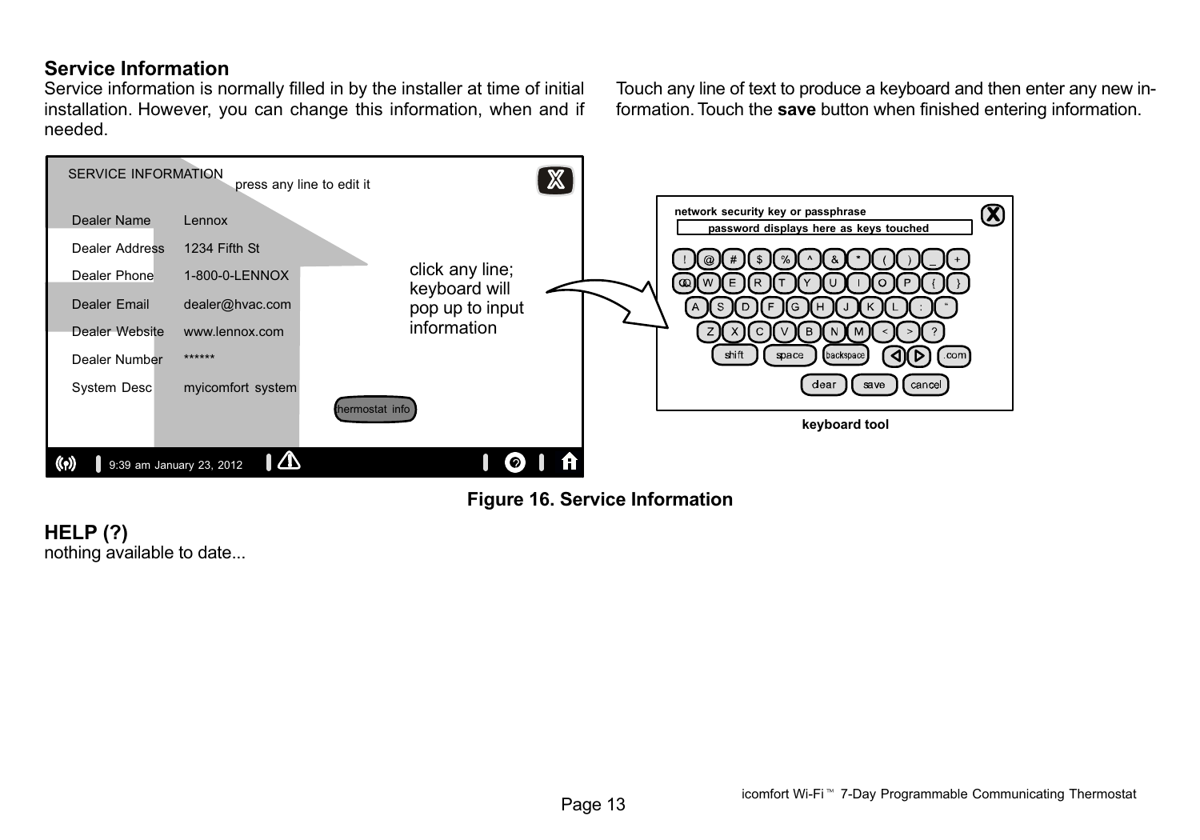## Service Information

Service information is normally filled in by the installer at time of initial installation. However, you can change this information, when and if needed.

Touch any line of text to produce a keyboard and then enter any new information. Touch the **save** button when finished entering information.

**Figure 16. Service Information**

## HELP (?)

nothing available to date...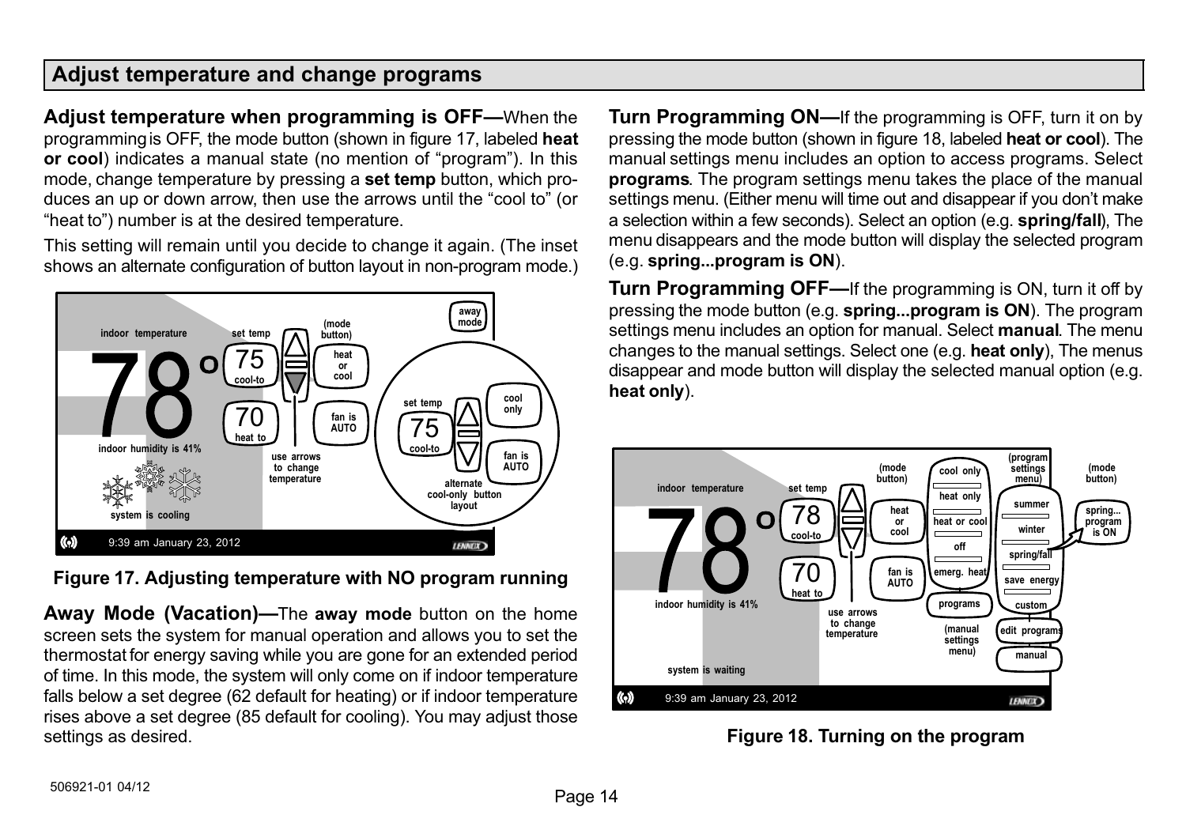## Adjust temperature and change programs

**Adjust temperature when programming is OFF—**When the programming is OFF, the mode button (shown in figure 17, labeled **heat or cool**) indicates a manual state (no mention of "program"). In this mode, change temperature by pressing a **set temp** button, which produces an up or down arrow, then use the arrows until the "cool to" (or "heat to") number is at the desired temperature.

This setting will remain until you decide to change it again. (The inset shows an alternate configuration of button layout in non-program mode.)

**Figure 17. Adjusting temperature with NO program running**

**Away Mode (Vacation)—**The **away mode** button on the home screen sets the system for manual operation and allows you to set the thermostat for energy saving while you are gone for an extended period of time. In this mode, the system will only come on if indoor temperature falls below a set degree (62 default for heating) or if indoor temperature rises above a set degree (85 default for cooling). You may adjust those settings as desired.

**Turn Programming ON—**If the programming is OFF, turn it on by pressing the mode button (shown in figure 18, labeled **heat or cool**). The manual settings menu includes an option to access programs. Select **programs**. The program settings menu takes the place of the manual settings menu. (Either menu will time out and disappear if you don't make a selection within a few seconds). Select an option (e.g. **spring/fall**), The menu disappears and the mode button will display the selected program (e.g. **spring...program is ON**).

**Turn Programming OFF—**If the programming is ON, turn it off by pressing the mode button (e.g. **spring...program is ON**). The program settings menu includes an option for manual. Select **manual**. The menu changes to the manual settings. Select one (e.g. **heat only**), The menus disappear and mode button will display the selected manual option (e.g. **heat only**).

**Figure 18. Turning on the program**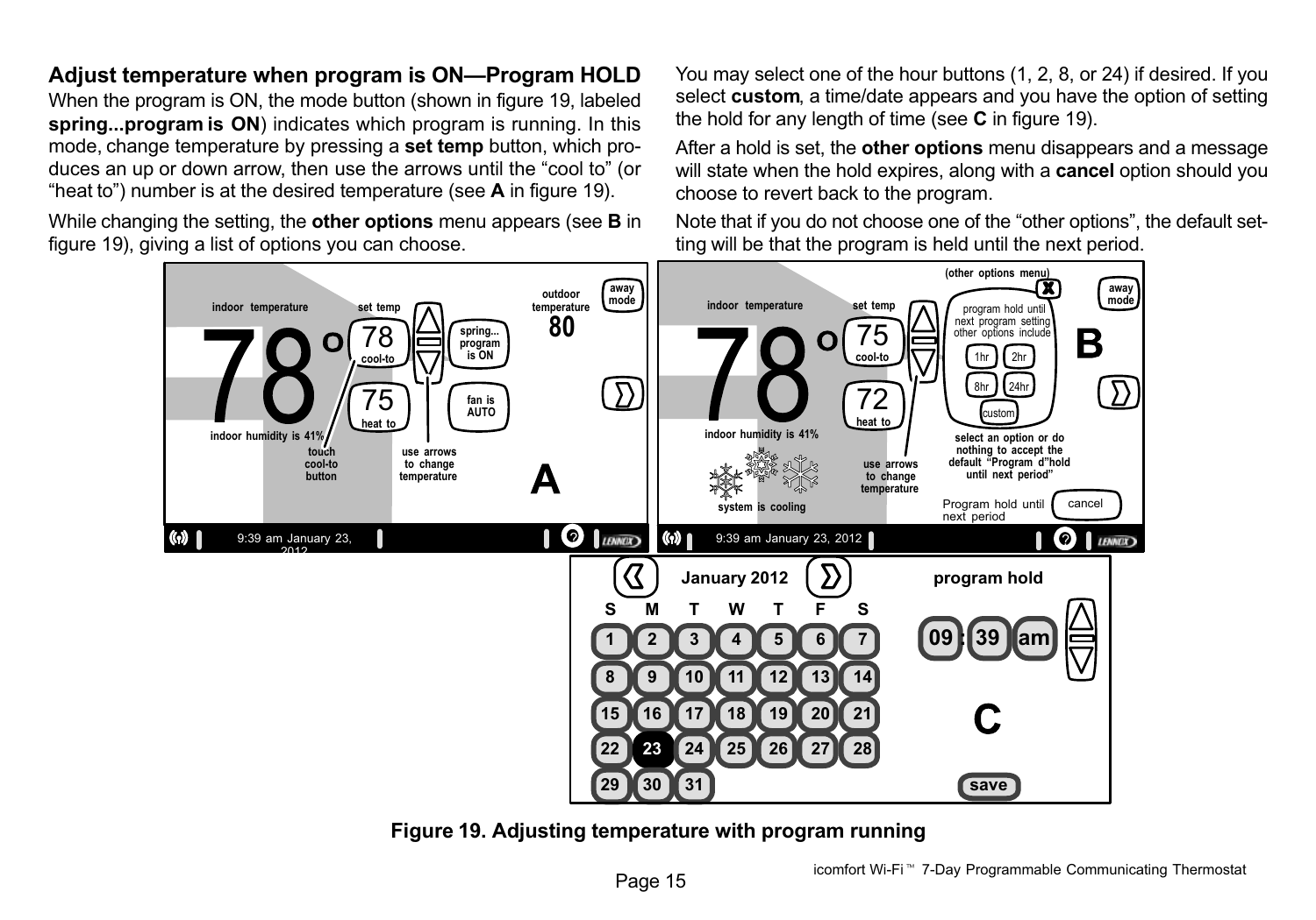## Adjust temperature when program is ON—Program HOLD

When the program is ON, the mode button (shown in figure 19, labeled **spring...program is ON**) indicates which program is running. In this mode, change temperature by pressing a **set temp** button, which produces an up or down arrow, then use the arrows until the “cool to” (or “heat to”) number is at the desired temperature (see **A** in figure 19).

While changing the setting, the **other options** menu appears (see **B** in figure 19), giving a list of options you can choose.

You may select one of the hour buttons (1, 2, 8, or 24) if desired. If you select **custom**, a time/date appears and you have the option of setting the hold for any length of time (see **C** in figure 19).

After a hold is set, the **other options** menu disappears and a message will state when the hold expires, along with a **cancel** option should you choose to revert back to the program.

Note that if you do not choose one of the “other options”, the default setting will be that the program is held until the next period.

**Figure 19. Adjusting temperature with program running**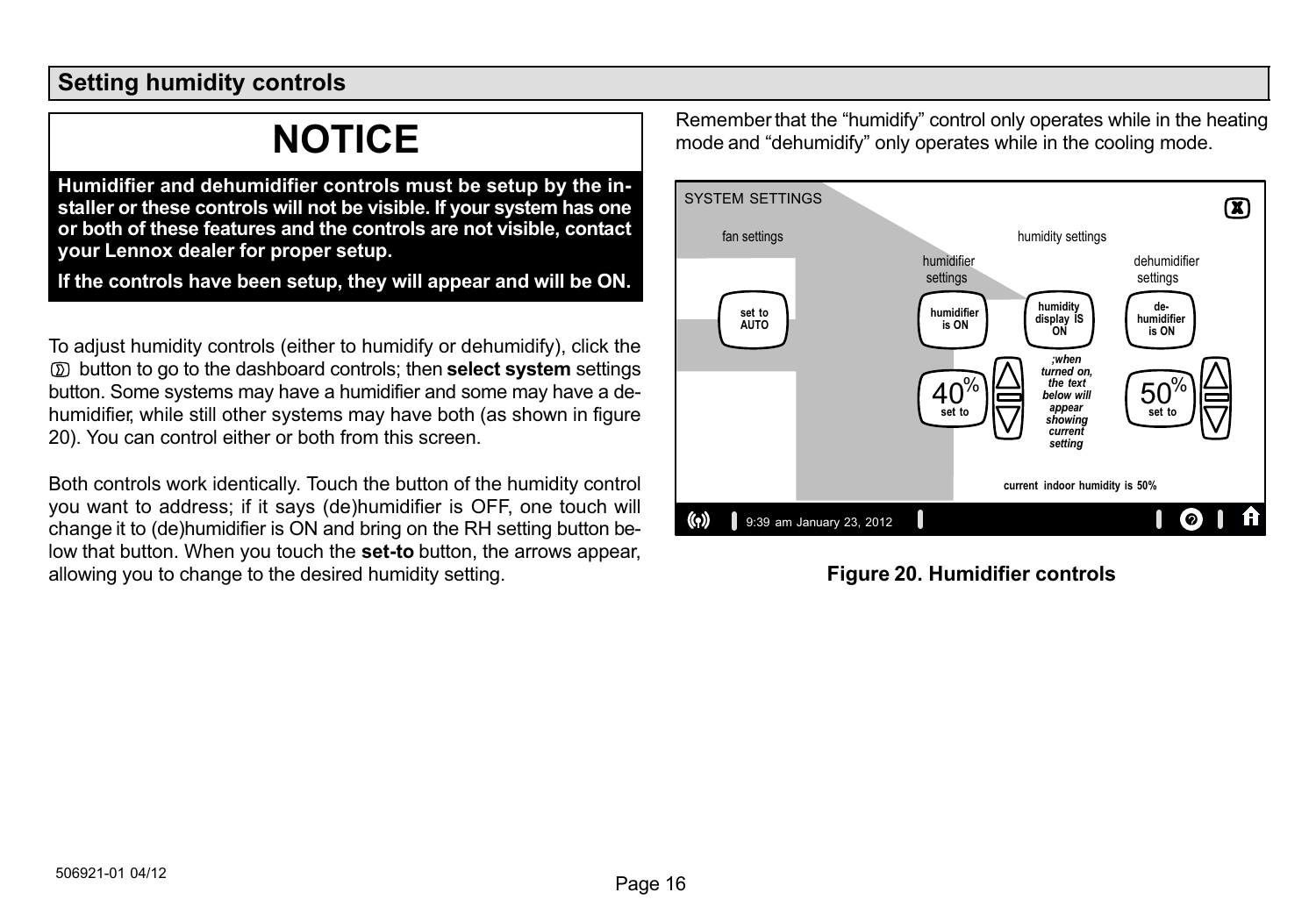## Setting humidity controls

# NOTICE

**Humidifier and dehumidifier controls must be setup by the installer or these controls will not be visible. If your system has one or both of these features and the controls are not visible, contact your Lennox dealer for proper setup.**

**If the controls have been setup, they will appear and will be ON.**

To adjust humidity controls (either to humidify or dehumidify), click the button to go to the dashboard controls; then **select system** settings button. Some systems may have a humidifier and some may have a dehumidifier, while still other systems may have both (as shown in figure 20). You can control either or both from this screen.

Both controls work identically. Touch the button of the humidity control you want to address; if it says (de)humidifier is OFF, one touch will change it to (de)humidifier is ON and bring on the RH setting button below that button. When you touch the **set-to** button, the arrows appear, allowing you to change to the desired humidity setting.

Remember that the "humidify" control only operates while in the heating mode and "dehumidify" only operates while in the cooling mode.

SYSTEM SETTINGS

fan settings — humidity settings

humidifier settings — dehumidifier settings

set to AUTO — humidifier is ON — humidity display IS ON — de-humidifier is ON

40% set to — ;when turned on, the text below will appear showing current setting — 50% set to

current indoor humidity is 50%

9:39 am January 23, 2012

**Figure 20. Humidifier controls**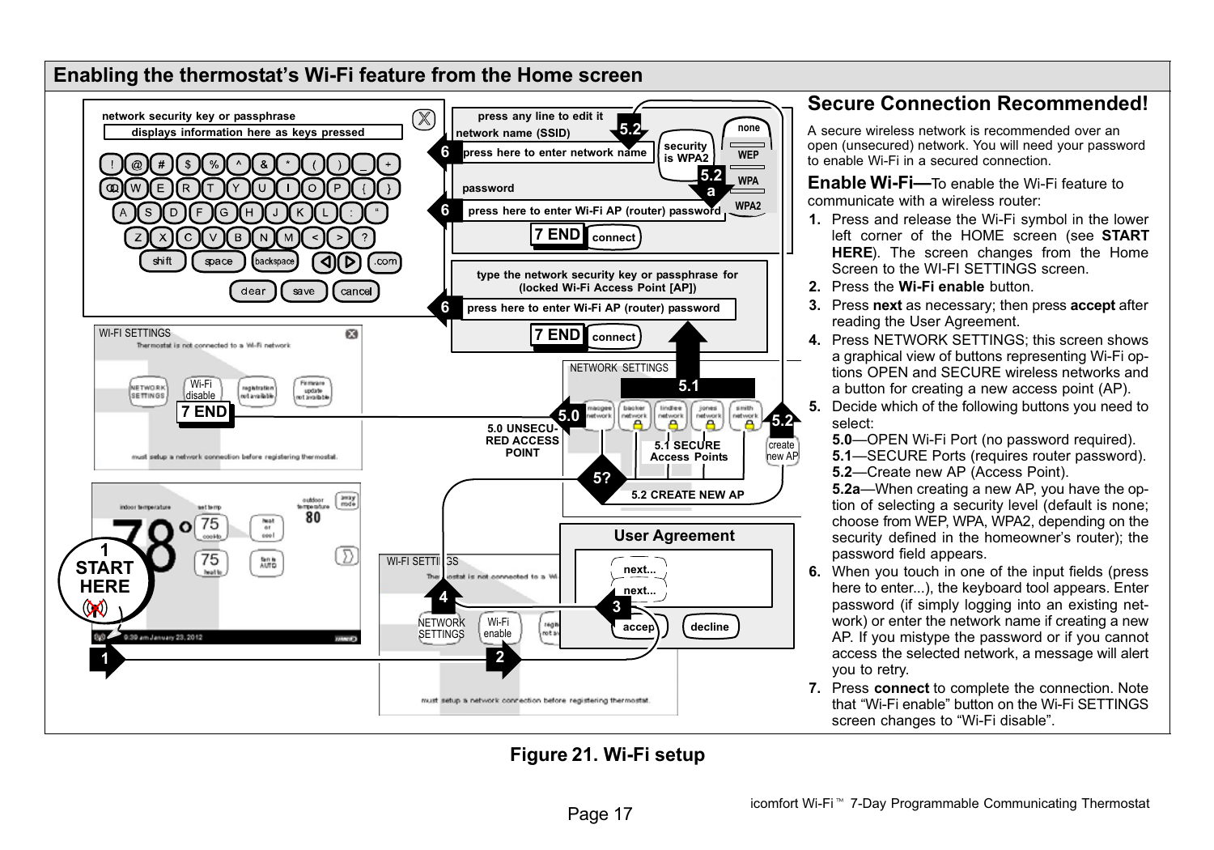## Enabling the thermostat's Wi-Fi feature from the Home screen

network security key or passphrase

displays information here as keys pressed

shift space backspace .com

clear save cancel

press any line to edit it

network name (SSID)

5.2

6 press here to enter network name

security is WPA2

none

WEP

5.2 a

WPA

WPA2

password

6 press here to enter Wi-Fi AP (router) password

7 END connect

type the network security key or passphrase for (locked Wi-Fi Access Point [AP])

6 press here to enter Wi-Fi AP (router) password

7 END connect

WI-FI SETTINGS

Thermostat is not connected to a Wi-Fi network

NETWORK SETTINGS Wi-Fi disable registration not available Firmware update not available

7 END

must setup a network connection before registering thermostat.

NETWORK SETTINGS

5.1

5.0 5.2

5.0 UNSECURED ACCESS POINT

5.1 SECURE Access Points

create new AP

5?

5.2 CREATE NEW AP

1 START HERE

User Agreement

next...

next...

3

accept decline

WI-FI SETTINGS

4

NETWORK SETTINGS Wi-Fi enable

1 2

must setup a network connection before registering thermostat.

## Secure Connection Recommended!

A secure wireless network is recommended over an open (unsecured) network. You will need your password to enable Wi-Fi in a secured connection.

**Enable Wi-Fi—**To enable the Wi-Fi feature to communicate with a wireless router:

1. Press and release the Wi-Fi symbol in the lower left corner of the HOME screen (see **START HERE**). The screen changes from the Home Screen to the WI-FI SETTINGS screen.
2. Press the **Wi-Fi enable** button.
3. Press **next** as necessary; then press **accept** after reading the User Agreement.
4. Press NETWORK SETTINGS; this screen shows a graphical view of buttons representing Wi-Fi options OPEN and SECURE wireless networks and a button for creating a new access point (AP).
5. Decide which of the following buttons you need to select:
   **5.0**—OPEN Wi-Fi Port (no password required).
   **5.1**—SECURE Ports (requires router password).
   **5.2**—Create new AP (Access Point).
   **5.2a**—When creating a new AP, you have the option of selecting a security level (default is none; choose from WEP, WPA, WPA2, depending on the security defined in the homeowner's router); the password field appears.
6. When you touch in one of the input fields (press here to enter...), the keyboard tool appears. Enter password (if simply logging into an existing network) or enter the network name if creating a new AP. If you mistype the password or if you cannot access the selected network, a message will alert you to retry.
7. Press **connect** to complete the connection. Note that "Wi-Fi enable" button on the Wi-Fi SETTINGS screen changes to "Wi-Fi disable".

**Figure 21. Wi-Fi setup**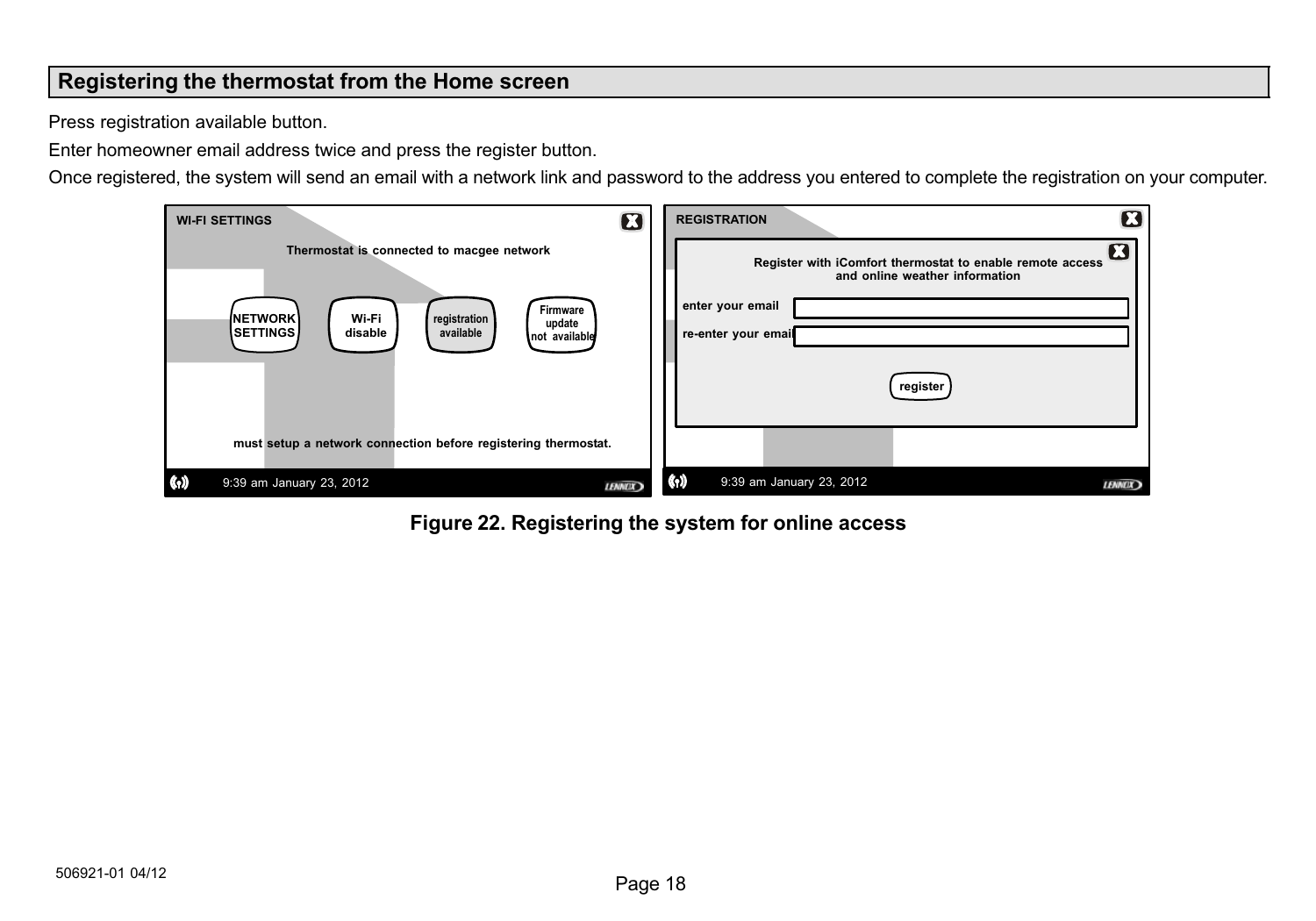## Registering the thermostat from the Home screen

Press registration available button.

Enter homeowner email address twice and press the register button.

Once registered, the system will send an email with a network link and password to the address you entered to complete the registration on your computer.

**Figure 22. Registering the system for online access**

506921-01 04/12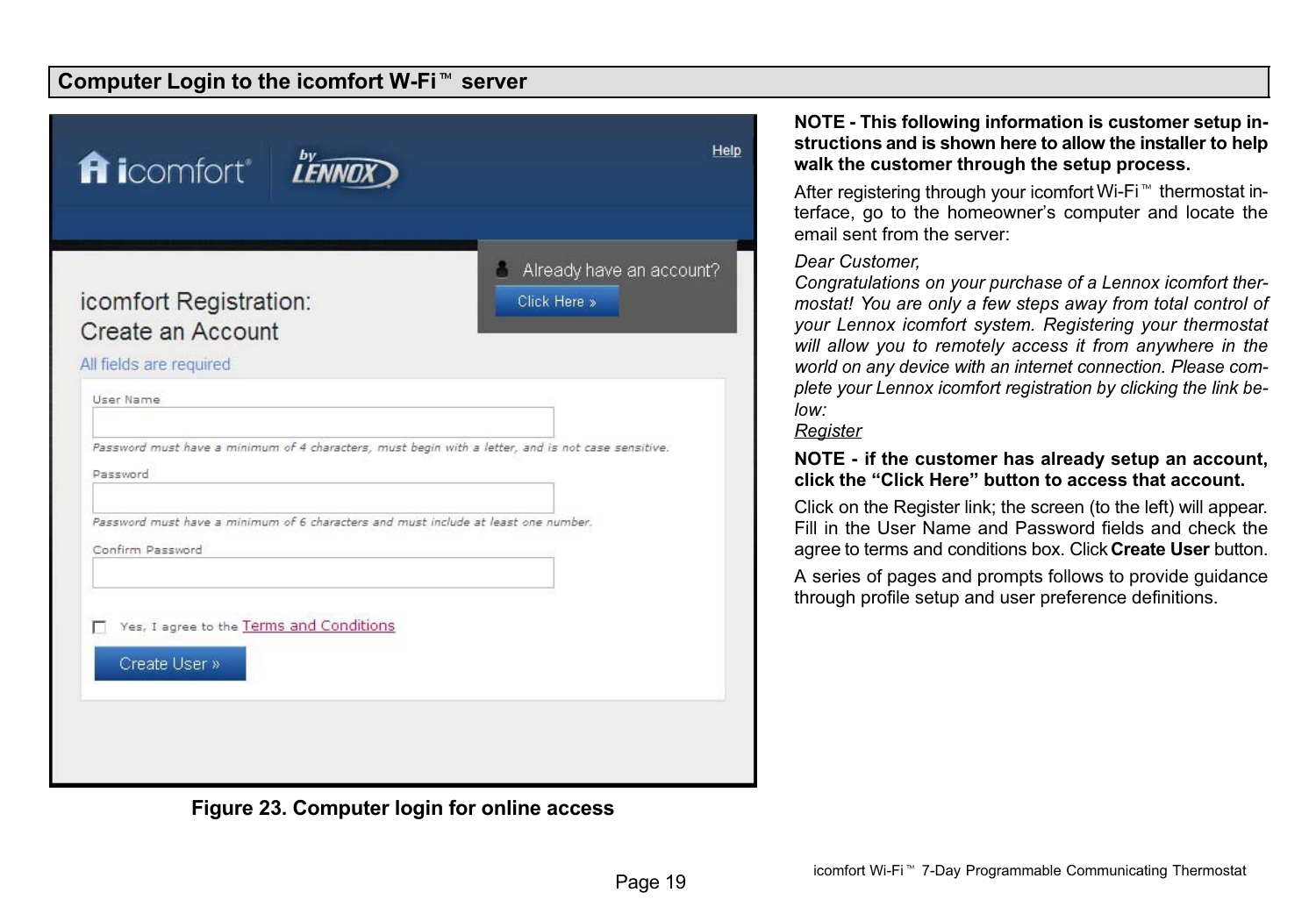## Computer Login to the icomfort W-Fi™ server

Figure 23. Computer login for online access

**NOTE - This following information is customer setup instructions and is shown here to allow the installer to help walk the customer through the setup process.**

After registering through your icomfort Wi-Fi™ thermostat interface, go to the homeowner's computer and locate the email sent from the server:

*Dear Customer,*
*Congratulations on your purchase of a Lennox icomfort thermostat! You are only a few steps away from total control of your Lennox icomfort system. Registering your thermostat will allow you to remotely access it from anywhere in the world on any device with an internet connection. Please complete your Lennox icomfort registration by clicking the link below:*
*Register*

**NOTE - if the customer has already setup an account, click the "Click Here" button to access that account.**

Click on the Register link; the screen (to the left) will appear. Fill in the User Name and Password fields and check the agree to terms and conditions box. Click **Create User** button.

A series of pages and prompts follows to provide guidance through profile setup and user preference definitions.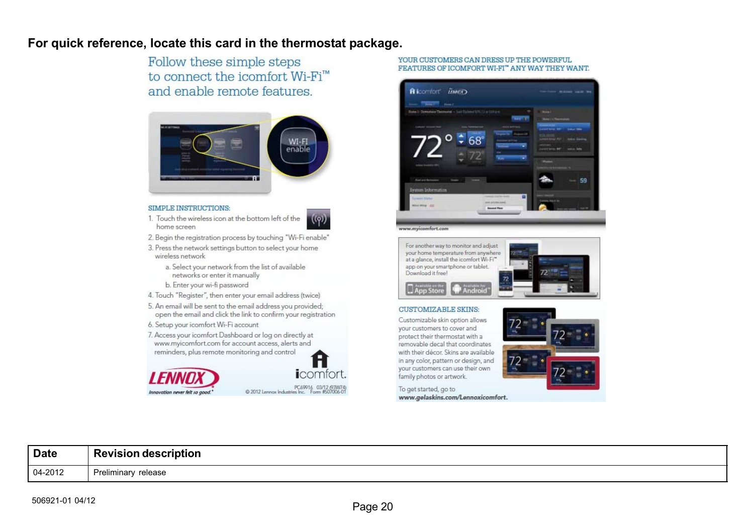**For quick reference, locate this card in the thermostat package.**

Follow these simple steps to connect the icomfort Wi-Fi™ and enable remote features.

WI-FI enable

SIMPLE INSTRUCTIONS:

1. Touch the wireless icon at the bottom left of the home screen
2. Begin the registration process by touching "Wi-Fi enable"
3. Press the network settings button to select your home wireless network
   - a. Select your network from the list of available networks or enter it manually
   - b. Enter your wi-fi password
4. Touch "Register", then enter your email address (twice)
5. An email will be sent to the email address you provided; open the email and click the link to confirm your registration
6. Setup your icomfort Wi-Fi account
7. Access your icomfort Dashboard or log on directly at www.myicomfort.com for account access, alerts and reminders, plus remote monitoring and control

LENNOX *Innovation never felt so good.®*

icomfort.

PC6916 03/12 (93W74)
© 2012 Lennox Industries Inc. Form #507006-01

YOUR CUSTOMERS CAN DRESS UP THE POWERFUL FEATURES OF ICOMFORT WI-FI™ ANY WAY THEY WANT.

www.myicomfort.com

For another way to monitor and adjust your home temperature from anywhere at a glance, install the icomfort Wi-Fi™ app on your smartphone or tablet. Download it free!

Available on the App Store

Available for Android™

CUSTOMIZABLE SKINS:

Customizable skin option allows your customers to cover and protect their thermostat with a removable decal that coordinates with their décor. Skins are available in any color, pattern or design, and your customers can use their own family photos or artwork.

To get started, go to **www.gelaskins.com/Lennoxicomfort.**

| Date | Revision description |
|---|---|
| 04-2012 | Preliminary release |

506921-01 04/12